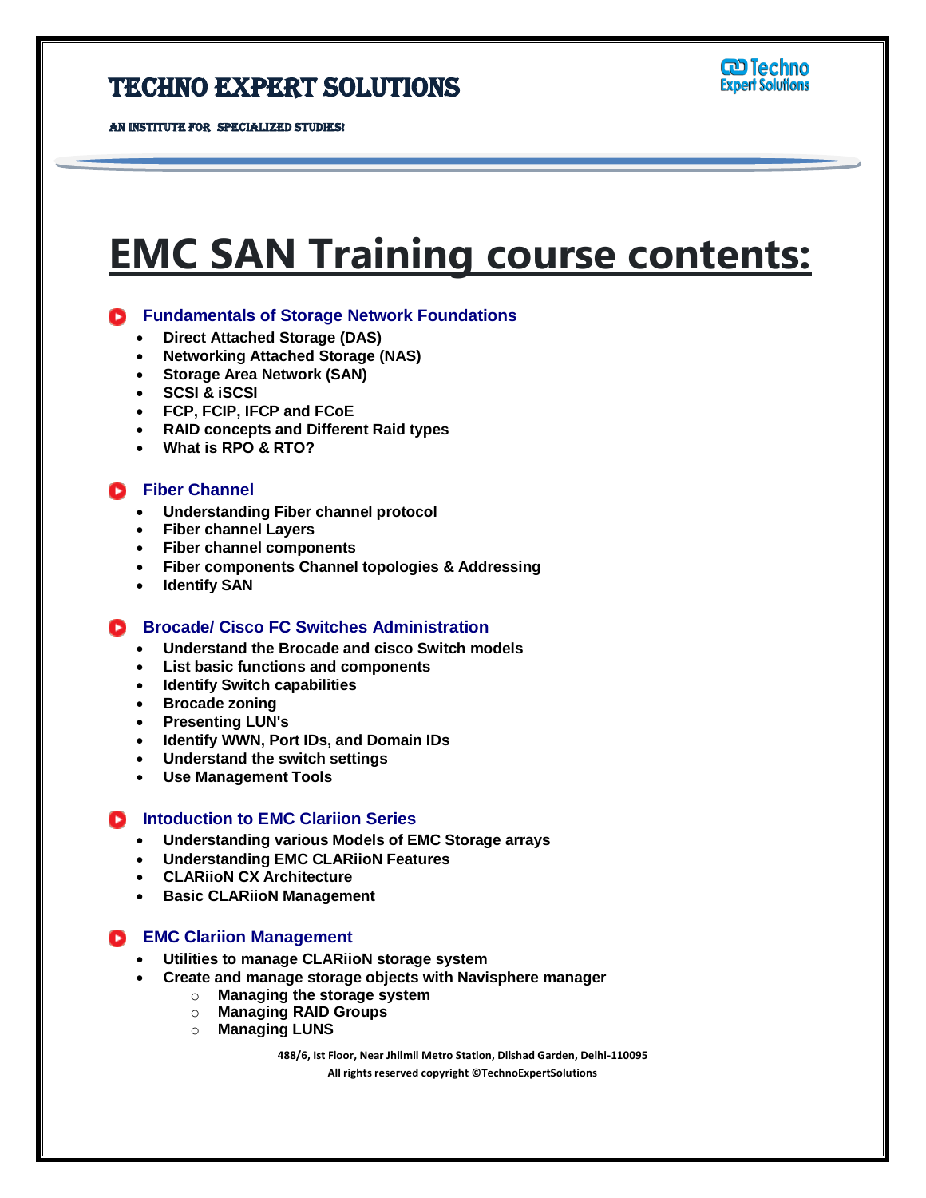# TECHNO EXPERT SOLUTIONS

AN INSTITUTE FOR SPECIALIZED STUDIES!

# EMC SAN Training course contents:

## Fundamentals of Storage Network Foundations

- **Direct Attached Storage (DAS)**
- **Networking Attached Storage (NAS)**
- **Storage Area Network (SAN)**
- **SCSI & iSCSI**
- **FCP, FCIP, IFCP and FCoE**
- **RAID concepts and Different Raid types**
- **What is RPO & RTO?**

## Fiber Channel

- **Understanding Fiber channel protocol**
- **Fiber channel Layers**
- **Fiber channel components**
- **Fiber components Channel topologies & Addressing**
- **Identify SAN**

## Brocade/ Cisco FC Switches Administration

- **Understand the Brocade and cisco Switch models**
- **List basic functions and components**
- **Identify Switch capabilities**
- **Brocade zoning**
- **Presenting LUN's**
- **Identify WWN, Port IDs, and Domain IDs**
- **Understand the switch settings**
- **Use Management Tools**

## Intoduction to EMC Clariion Series

- **Understanding various Models of EMC Storage arrays**
- **Understanding EMC CLARiioN Features**
- **CLARiioN CX Architecture**
- **Basic CLARiioN Management**

## EMC Clariion Management

- **Utilities to manage CLARiioN storage system**
- **Create and manage storage objects with Navisphere manager**
  - **Managing the storage system**
  - **Managing RAID Groups**
  - **Managing LUNS**

488/6, Ist Floor, Near Jhilmil Metro Station, Dilshad Garden, Delhi-110095

All rights reserved copyright ©TechnoExpertSolutions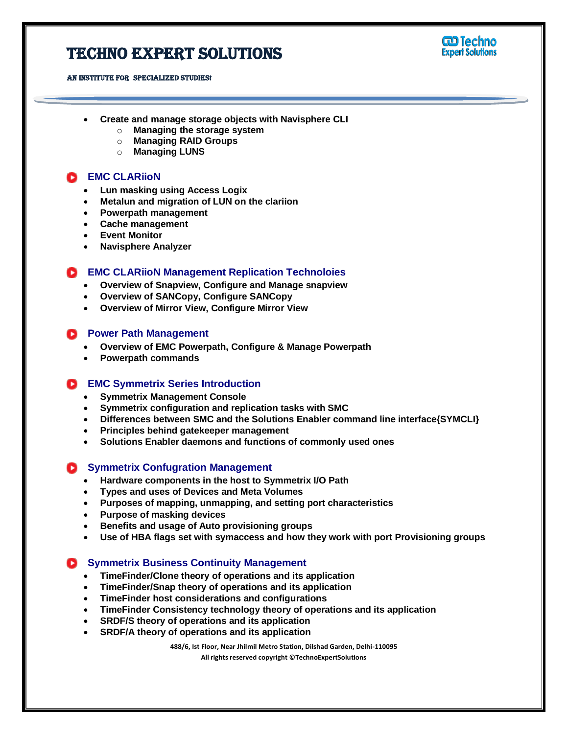- **Create and manage storage objects with Navisphere CLI**
    - **Managing the storage system**
    - **Managing RAID Groups**
    - **Managing LUNS**

## EMC CLARiioN

- **Lun masking using Access Logix**
- **Metalun and migration of LUN on the clariion**
- **Powerpath management**
- **Cache management**
- **Event Monitor**
- **Navisphere Analyzer**

## EMC CLARiioN Management Replication Technoloies

- **Overview of Snapview, Configure and Manage snapview**
- **Overview of SANCopy, Configure SANCopy**
- **Overview of Mirror View, Configure Mirror View**

## Power Path Management

- **Overview of EMC Powerpath, Configure & Manage Powerpath**
- **Powerpath commands**

## EMC Symmetrix Series Introduction

- **Symmetrix Management Console**
- **Symmetrix configuration and replication tasks with SMC**
- **Differences between SMC and the Solutions Enabler command line interface{SYMCLI}**
- **Principles behind gatekeeper management**
- **Solutions Enabler daemons and functions of commonly used ones**

## Symmetrix Confugration Management

- **Hardware components in the host to Symmetrix I/O Path**
- **Types and uses of Devices and Meta Volumes**
- **Purposes of mapping, unmapping, and setting port characteristics**
- **Purpose of masking devices**
- **Benefits and usage of Auto provisioning groups**
- **Use of HBA flags set with symaccess and how they work with port Provisioning groups**

## Symmetrix Business Continuity Management

- **TimeFinder/Clone theory of operations and its application**
- **TimeFinder/Snap theory of operations and its application**
- **TimeFinder host considerations and configurations**
- **TimeFinder Consistency technology theory of operations and its application**
- **SRDF/S theory of operations and its application**
- **SRDF/A theory of operations and its application**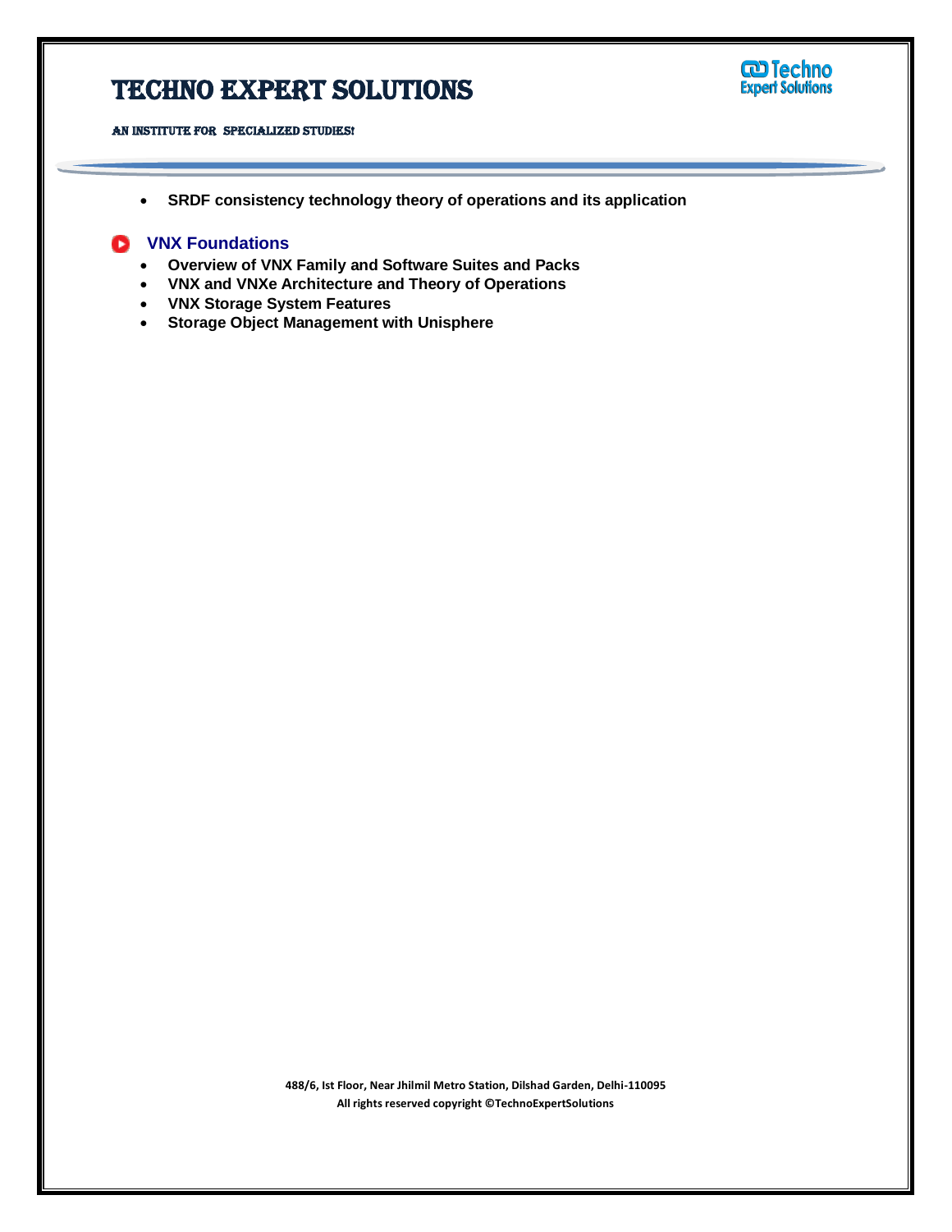- **SRDF consistency technology theory of operations and its application**

## VNX Foundations

- **Overview of VNX Family and Software Suites and Packs**
- **VNX and VNXe Architecture and Theory of Operations**
- **VNX Storage System Features**
- **Storage Object Management with Unisphere**